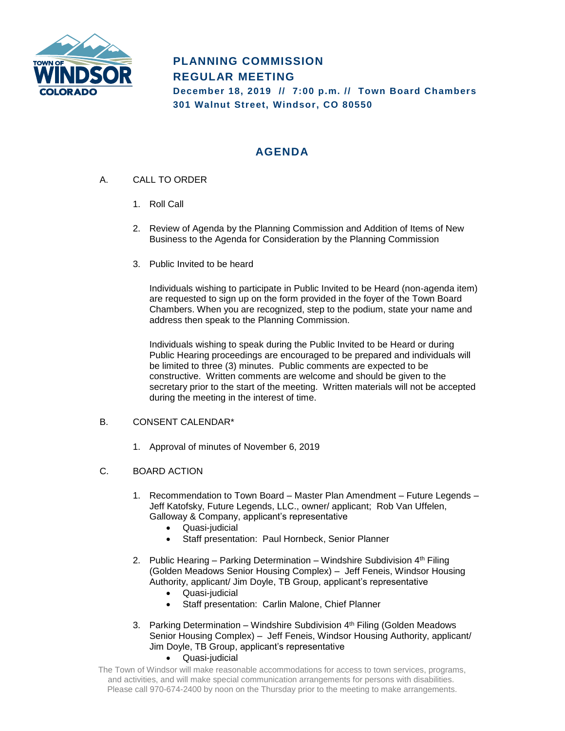# PLANNING COMMISSION
# REGULAR MEETING

**December 18, 2019 // 7:00 p.m. // Town Board Chambers**
**301 Walnut Street, Windsor, CO 80550**

## AGENDA

A. CALL TO ORDER

1. Roll Call

2. Review of Agenda by the Planning Commission and Addition of Items of New Business to the Agenda for Consideration by the Planning Commission

3. Public Invited to be heard

   Individuals wishing to participate in Public Invited to be Heard (non-agenda item) are requested to sign up on the form provided in the foyer of the Town Board Chambers. When you are recognized, step to the podium, state your name and address then speak to the Planning Commission.

   Individuals wishing to speak during the Public Invited to be Heard or during Public Hearing proceedings are encouraged to be prepared and individuals will be limited to three (3) minutes. Public comments are expected to be constructive. Written comments are welcome and should be given to the secretary prior to the start of the meeting. Written materials will not be accepted during the meeting in the interest of time.

B. CONSENT CALENDAR*

1. Approval of minutes of November 6, 2019

C. BOARD ACTION

1. Recommendation to Town Board – Master Plan Amendment – Future Legends – Jeff Katofsky, Future Legends, LLC., owner/ applicant; Rob Van Uffelen, Galloway & Company, applicant's representative
   - Quasi-judicial
   - Staff presentation: Paul Hornbeck, Senior Planner

2. Public Hearing – Parking Determination – Windshire Subdivision 4th Filing (Golden Meadows Senior Housing Complex) – Jeff Feneis, Windsor Housing Authority, applicant/ Jim Doyle, TB Group, applicant's representative
   - Quasi-judicial
   - Staff presentation: Carlin Malone, Chief Planner

3. Parking Determination – Windshire Subdivision 4th Filing (Golden Meadows Senior Housing Complex) – Jeff Feneis, Windsor Housing Authority, applicant/ Jim Doyle, TB Group, applicant's representative
   - Quasi-judicial

The Town of Windsor will make reasonable accommodations for access to town services, programs, and activities, and will make special communication arrangements for persons with disabilities. Please call 970-674-2400 by noon on the Thursday prior to the meeting to make arrangements.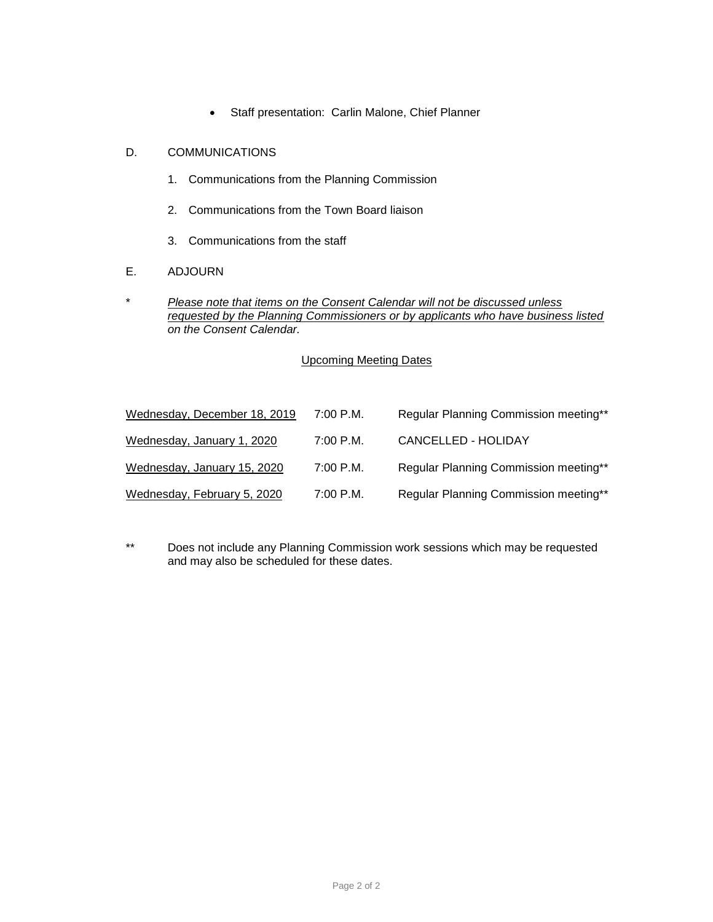- Staff presentation: Carlin Malone, Chief Planner

D. COMMUNICATIONS

1. Communications from the Planning Commission

2. Communications from the Town Board liaison

3. Communications from the staff

E. ADJOURN

\* *Please note that items on the Consent Calendar will not be discussed unless requested by the Planning Commissioners or by applicants who have business listed on the Consent Calendar*.

Upcoming Meeting Dates

| | | |
|---|---|---|
| Wednesday, December 18, 2019 | 7:00 P.M. | Regular Planning Commission meeting** |
| Wednesday, January 1, 2020 | 7:00 P.M. | CANCELLED - HOLIDAY |
| Wednesday, January 15, 2020 | 7:00 P.M. | Regular Planning Commission meeting** |
| Wednesday, February 5, 2020 | 7:00 P.M. | Regular Planning Commission meeting** |

** Does not include any Planning Commission work sessions which may be requested and may also be scheduled for these dates.